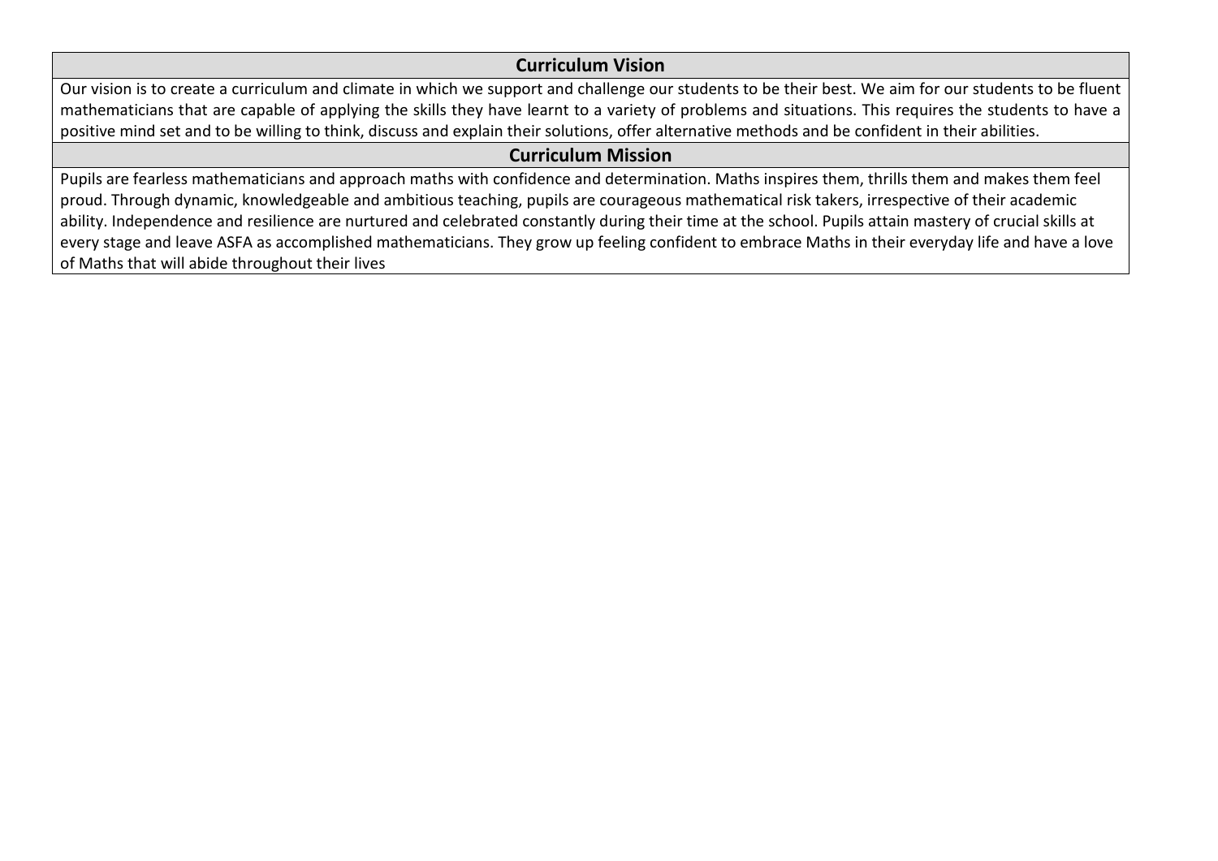## Curriculum Vision

Our vision is to create a curriculum and climate in which we support and challenge our students to be their best. We aim for our students to be fluent mathematicians that are capable of applying the skills they have learnt to a variety of problems and situations. This requires the students to have a positive mind set and to be willing to think, discuss and explain their solutions, offer alternative methods and be confident in their abilities.

## Curriculum Mission

Pupils are fearless mathematicians and approach maths with confidence and determination. Maths inspires them, thrills them and makes them feel proud. Through dynamic, knowledgeable and ambitious teaching, pupils are courageous mathematical risk takers, irrespective of their academic ability. Independence and resilience are nurtured and celebrated constantly during their time at the school. Pupils attain mastery of crucial skills at every stage and leave ASFA as accomplished mathematicians. They grow up feeling confident to embrace Maths in their everyday life and have a love of Maths that will abide throughout their lives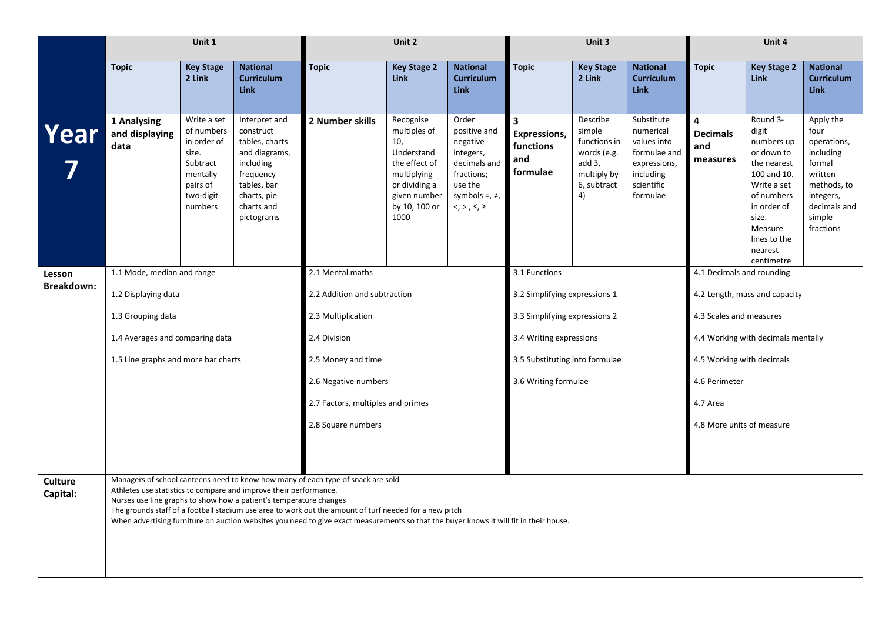| Year 7 | Unit 1 | | | Unit 2 | | | Unit 3 | | | Unit 4 | | |
|---|---|---|---|---|---|---|---|---|---|---|---|---|
| | **Topic** | **Key Stage 2 Link** | **National Curriculum Link** | **Topic** | **Key Stage 2 Link** | **National Curriculum Link** | **Topic** | **Key Stage 2 Link** | **National Curriculum Link** | **Topic** | **Key Stage 2 Link** | **National Curriculum Link** |
| | **1 Analysing and displaying data** | Write a set of numbers in order of size. Subtract mentally pairs of two-digit numbers | Interpret and construct tables, charts and diagrams, including frequency tables, bar charts, pie charts and pictograms | **2 Number skills** | Recognise multiples of 10, Understand the effect of multiplying or dividing a given number by 10, 100 or 1000 | Order positive and negative integers, decimals and fractions; use the symbols =, ≠, <, >, ≤, ≥ | **3 Expressions, functions and formulae** | Describe simple functions in words (e.g. add 3, multiply by 6, subtract 4) | Substitute numerical values into formulae and expressions, including scientific formulae | **4 Decimals and measures** | Round 3-digit numbers up or down to the nearest 100 and 10. Write a set of numbers in order of size. Measure lines to the nearest centimetre | Apply the four operations, including formal written methods, to integers, decimals and simple fractions |
| **Lesson Breakdown:** | 1.1 Mode, median and range<br>1.2 Displaying data<br>1.3 Grouping data<br>1.4 Averages and comparing data<br>1.5 Line graphs and more bar charts | | | 2.1 Mental maths<br>2.2 Addition and subtraction<br>2.3 Multiplication<br>2.4 Division<br>2.5 Money and time<br>2.6 Negative numbers<br>2.7 Factors, multiples and primes<br>2.8 Square numbers | | | 3.1 Functions<br>3.2 Simplifying expressions 1<br>3.3 Simplifying expressions 2<br>3.4 Writing expressions<br>3.5 Substituting into formulae<br>3.6 Writing formulae | | | 4.1 Decimals and rounding<br>4.2 Length, mass and capacity<br>4.3 Scales and measures<br>4.4 Working with decimals mentally<br>4.5 Working with decimals<br>4.6 Perimeter<br>4.7 Area<br>4.8 More units of measure | | |
| **Culture Capital:** | Managers of school canteens need to know how many of each type of snack are sold<br>Athletes use statistics to compare and improve their performance.<br>Nurses use line graphs to show how a patient's temperature changes<br>The grounds staff of a football stadium use area to work out the amount of turf needed for a new pitch<br>When advertising furniture on auction websites you need to give exact measurements so that the buyer knows it will fit in their house. | | | | | | | | | | | |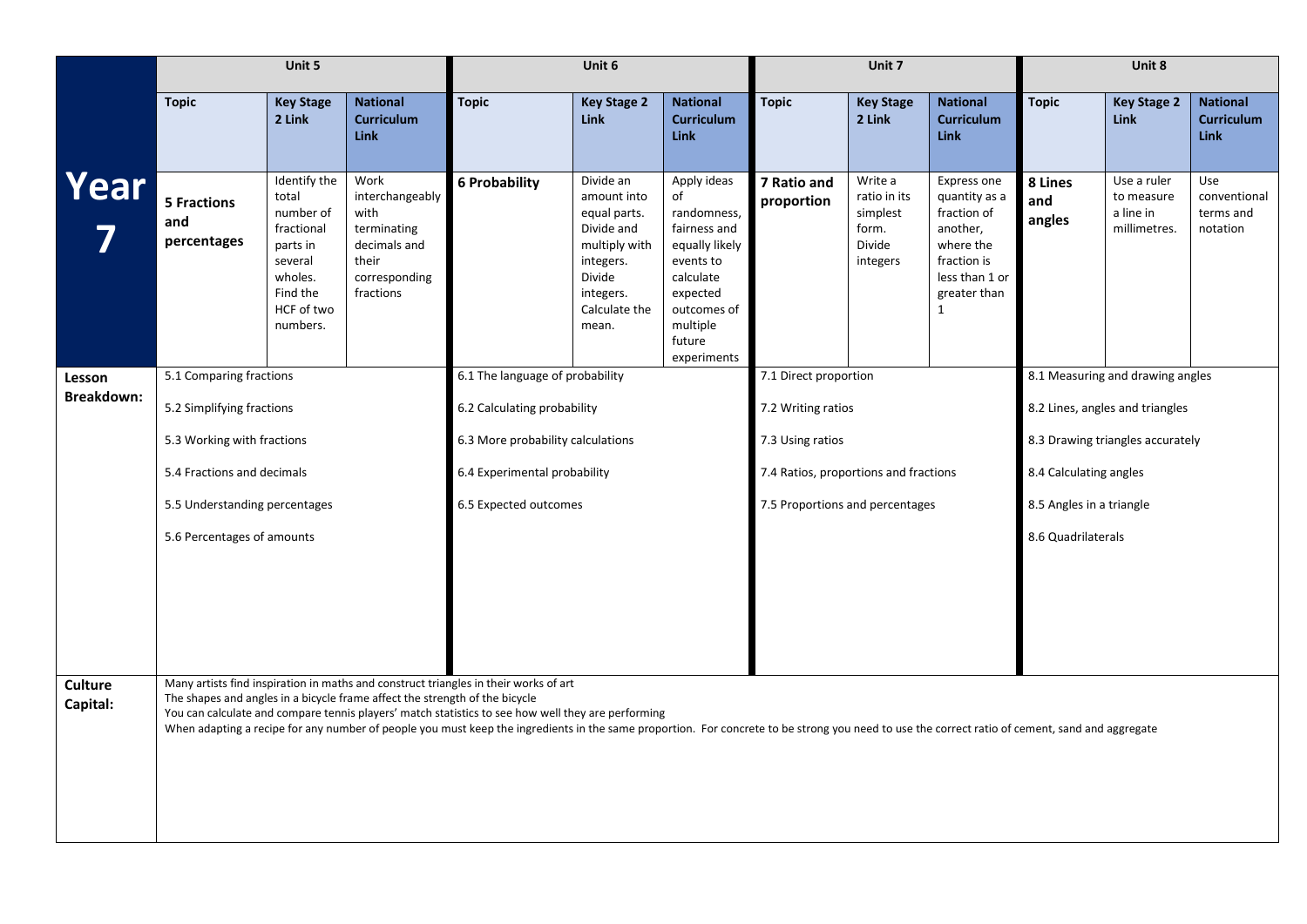| Year 7 | Unit 5 | | | Unit 6 | | | Unit 7 | | | Unit 8 | | |
|---|---|---|---|---|---|---|---|---|---|---|---|---|
| | **Topic** | **Key Stage 2 Link** | **National Curriculum Link** | **Topic** | **Key Stage 2 Link** | **National Curriculum Link** | **Topic** | **Key Stage 2 Link** | **National Curriculum Link** | **Topic** | **Key Stage 2 Link** | **National Curriculum Link** |
| | **5 Fractions and percentages** | Identify the total number of fractional parts in several wholes. Find the HCF of two numbers. | Work interchangeably with terminating decimals and their corresponding fractions | **6 Probability** | Divide an amount into equal parts. Divide and multiply with integers. Divide integers. Calculate the mean. | Apply ideas of randomness, fairness and equally likely events to calculate expected outcomes of multiple future experiments | **7 Ratio and proportion** | Write a ratio in its simplest form. Divide integers | Express one quantity as a fraction of another, where the fraction is less than 1 or greater than 1 | **8 Lines and angles** | Use a ruler to measure a line in millimetres. | Use conventional terms and notation |
| **Lesson Breakdown:** | 5.1 Comparing fractions<br>5.2 Simplifying fractions<br>5.3 Working with fractions<br>5.4 Fractions and decimals<br>5.5 Understanding percentages<br>5.6 Percentages of amounts | | | 6.1 The language of probability<br>6.2 Calculating probability<br>6.3 More probability calculations<br>6.4 Experimental probability<br>6.5 Expected outcomes | | | 7.1 Direct proportion<br>7.2 Writing ratios<br>7.3 Using ratios<br>7.4 Ratios, proportions and fractions<br>7.5 Proportions and percentages | | | 8.1 Measuring and drawing angles<br>8.2 Lines, angles and triangles<br>8.3 Drawing triangles accurately<br>8.4 Calculating angles<br>8.5 Angles in a triangle<br>8.6 Quadrilaterals | | |
| **Culture Capital:** | Many artists find inspiration in maths and construct triangles in their works of art<br>The shapes and angles in a bicycle frame affect the strength of the bicycle<br>You can calculate and compare tennis players' match statistics to see how well they are performing<br>When adapting a recipe for any number of people you must keep the ingredients in the same proportion. For concrete to be strong you need to use the correct ratio of cement, sand and aggregate | | | | | | | | | | | |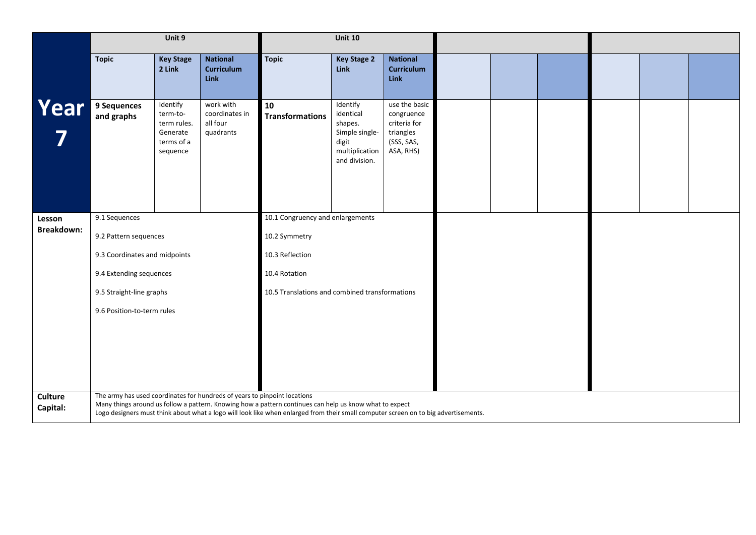| Year 7 | Unit 9 | | | Unit 10 | | | | | | | | |
|---|---|---|---|---|---|---|---|---|---|---|---|---|
| | **Topic** | **Key Stage 2 Link** | **National Curriculum Link** | **Topic** | **Key Stage 2 Link** | **National Curriculum Link** | | | | | | |
| | **9 Sequences and graphs** | Identify term-to-term rules. Generate terms of a sequence | work with coordinates in all four quadrants | **10 Transformations** | Identify identical shapes. Simple single-digit multiplication and division. | use the basic congruence criteria for triangles (SSS, SAS, ASA, RHS) | | | | | | |
| **Lesson Breakdown:** | 9.1 Sequences<br>9.2 Pattern sequences<br>9.3 Coordinates and midpoints<br>9.4 Extending sequences<br>9.5 Straight-line graphs<br>9.6 Position-to-term rules | | | 10.1 Congruency and enlargements<br>10.2 Symmetry<br>10.3 Reflection<br>10.4 Rotation<br>10.5 Translations and combined transformations | | | | | | | | |
| **Culture Capital:** | The army has used coordinates for hundreds of years to pinpoint locations<br>Many things around us follow a pattern. Knowing how a pattern continues can help us know what to expect<br>Logo designers must think about what a logo will look like when enlarged from their small computer screen on to big advertisements. | | | | | | | | | | | |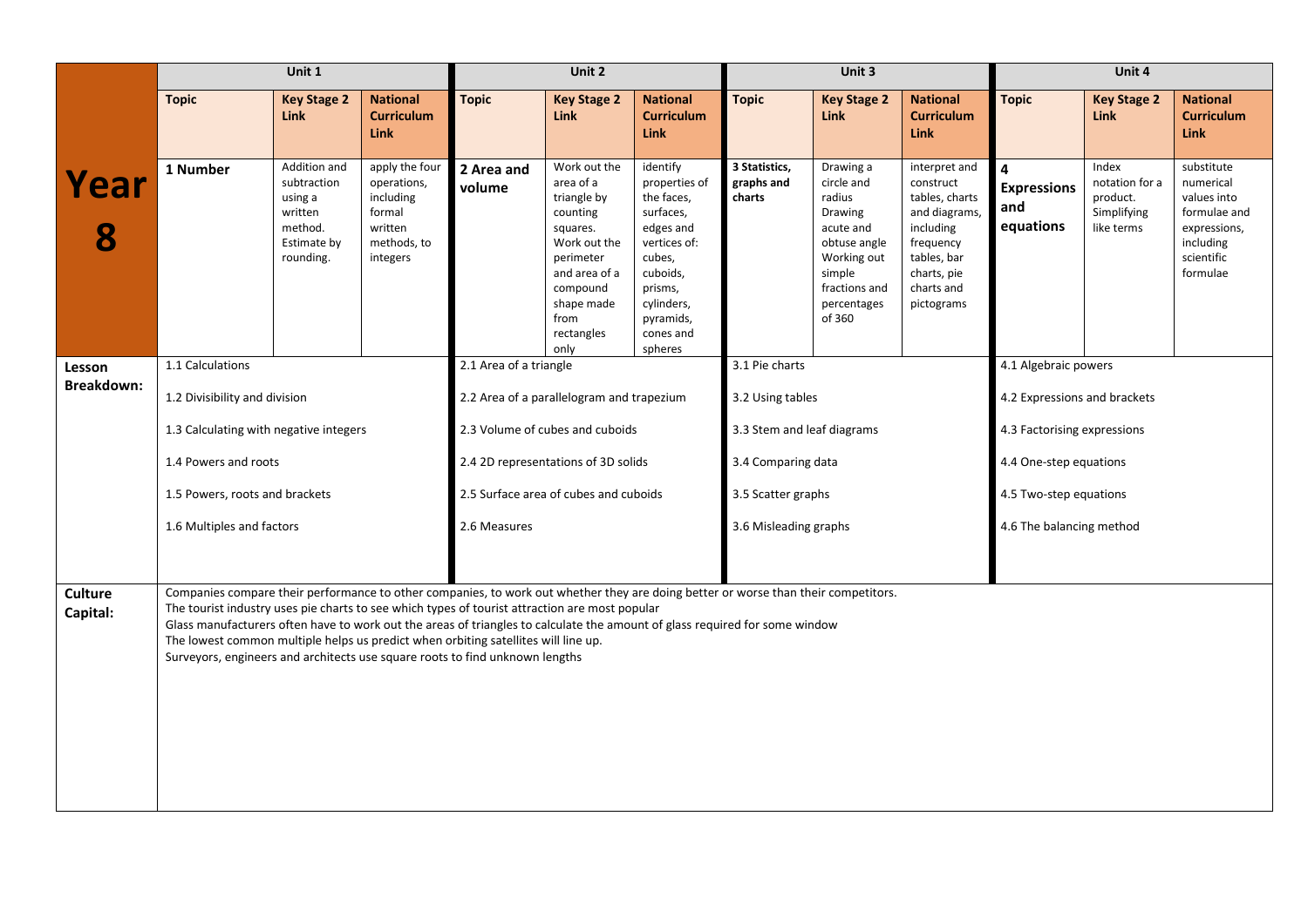| Year 8 | Unit 1 | | | Unit 2 | | | Unit 3 | | | Unit 4 | | |
|---|---|---|---|---|---|---|---|---|---|---|---|---|
| | **Topic** | **Key Stage 2 Link** | **National Curriculum Link** | **Topic** | **Key Stage 2 Link** | **National Curriculum Link** | **Topic** | **Key Stage 2 Link** | **National Curriculum Link** | **Topic** | **Key Stage 2 Link** | **National Curriculum Link** |
| | **1 Number** | Addition and subtraction using a written method. Estimate by rounding. | apply the four operations, including formal written methods, to integers | **2 Area and volume** | Work out the area of a triangle by counting squares. Work out the perimeter and area of a compound shape made from rectangles only | identify properties of the faces, surfaces, edges and vertices of: cubes, cuboids, prisms, cylinders, pyramids, cones and spheres | **3 Statistics, graphs and charts** | Drawing a circle and radius Drawing acute and obtuse angle Working out simple fractions and percentages of 360 | interpret and construct tables, charts and diagrams, including frequency tables, bar charts, pie charts and pictograms | **4 Expressions and equations** | Index notation for a product. Simplifying like terms | substitute numerical values into formulae and expressions, including scientific formulae |
| **Lesson Breakdown:** | 1.1 Calculations<br>1.2 Divisibility and division<br>1.3 Calculating with negative integers<br>1.4 Powers and roots<br>1.5 Powers, roots and brackets<br>1.6 Multiples and factors | | | 2.1 Area of a triangle<br>2.2 Area of a parallelogram and trapezium<br>2.3 Volume of cubes and cuboids<br>2.4 2D representations of 3D solids<br>2.5 Surface area of cubes and cuboids<br>2.6 Measures | | | 3.1 Pie charts<br>3.2 Using tables<br>3.3 Stem and leaf diagrams<br>3.4 Comparing data<br>3.5 Scatter graphs<br>3.6 Misleading graphs | | | 4.1 Algebraic powers<br>4.2 Expressions and brackets<br>4.3 Factorising expressions<br>4.4 One-step equations<br>4.5 Two-step equations<br>4.6 The balancing method | | |
| **Culture Capital:** | Companies compare their performance to other companies, to work out whether they are doing better or worse than their competitors.<br>The tourist industry uses pie charts to see which types of tourist attraction are most popular<br>Glass manufacturers often have to work out the areas of triangles to calculate the amount of glass required for some window<br>The lowest common multiple helps us predict when orbiting satellites will line up.<br>Surveyors, engineers and architects use square roots to find unknown lengths | | | | | | | | | | | |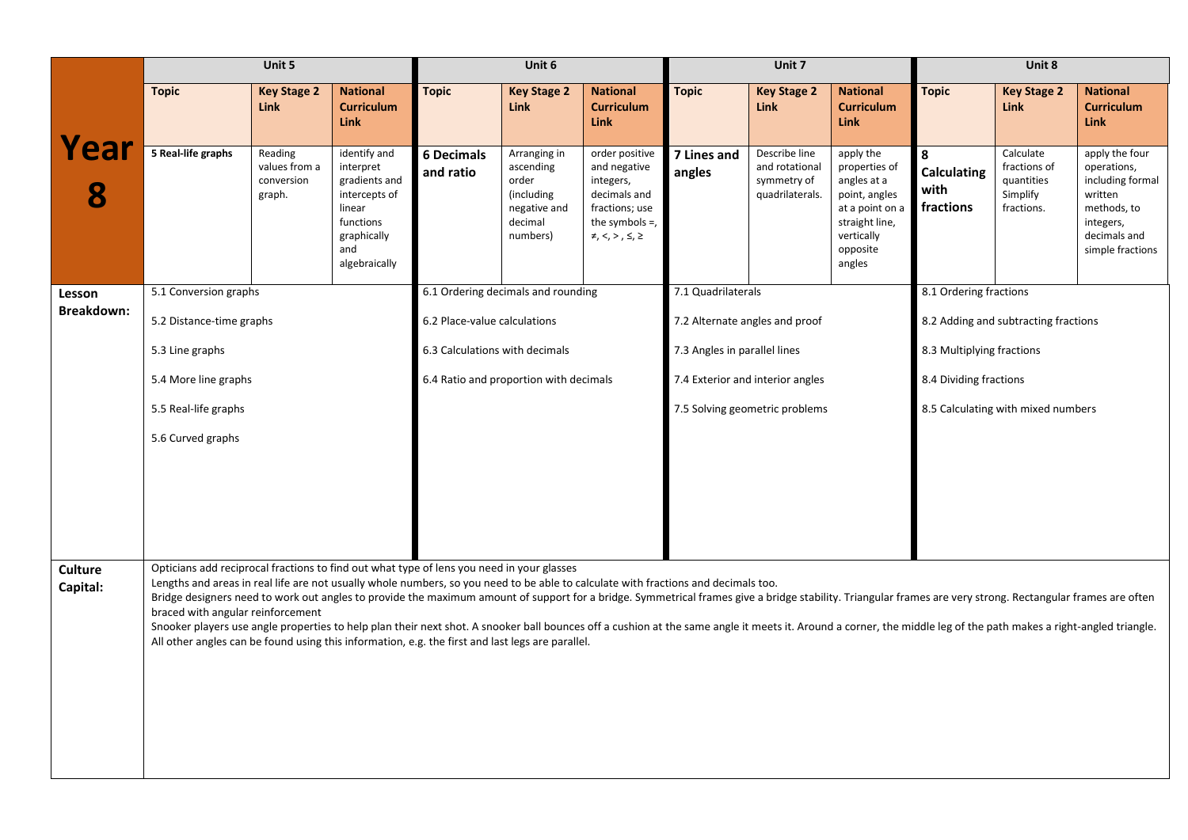| Year 8 | Unit 5 | | | Unit 6 | | | Unit 7 | | | Unit 8 | | |
|---|---|---|---|---|---|---|---|---|---|---|---|---|
| | **Topic** | **Key Stage 2 Link** | **National Curriculum Link** | **Topic** | **Key Stage 2 Link** | **National Curriculum Link** | **Topic** | **Key Stage 2 Link** | **National Curriculum Link** | **Topic** | **Key Stage 2 Link** | **National Curriculum Link** |
| | **5 Real-life graphs** | Reading values from a conversion graph. | identify and interpret gradients and intercepts of linear functions graphically and algebraically | **6 Decimals and ratio** | Arranging in ascending order (including negative and decimal numbers) | order positive and negative integers, decimals and fractions; use the symbols =, ≠, <, >, ≤, ≥ | **7 Lines and angles** | Describe line and rotational symmetry of quadrilaterals. | apply the properties of angles at a point, angles at a point on a straight line, vertically opposite angles | **8 Calculating with fractions** | Calculate fractions of quantities Simplify fractions. | apply the four operations, including formal written methods, to integers, decimals and simple fractions |
| **Lesson Breakdown:** | 5.1 Conversion graphs<br>5.2 Distance-time graphs<br>5.3 Line graphs<br>5.4 More line graphs<br>5.5 Real-life graphs<br>5.6 Curved graphs | | | 6.1 Ordering decimals and rounding<br>6.2 Place-value calculations<br>6.3 Calculations with decimals<br>6.4 Ratio and proportion with decimals | | | 7.1 Quadrilaterals<br>7.2 Alternate angles and proof<br>7.3 Angles in parallel lines<br>7.4 Exterior and interior angles<br>7.5 Solving geometric problems | | | 8.1 Ordering fractions<br>8.2 Adding and subtracting fractions<br>8.3 Multiplying fractions<br>8.4 Dividing fractions<br>8.5 Calculating with mixed numbers | | |
| **Culture Capital:** | Opticians add reciprocal fractions to find out what type of lens you need in your glasses<br>Lengths and areas in real life are not usually whole numbers, so you need to be able to calculate with fractions and decimals too.<br>Bridge designers need to work out angles to provide the maximum amount of support for a bridge. Symmetrical frames give a bridge stability. Triangular frames are very strong. Rectangular frames are often braced with angular reinforcement<br>Snooker players use angle properties to help plan their next shot. A snooker ball bounces off a cushion at the same angle it meets it. Around a corner, the middle leg of the path makes a right-angled triangle. All other angles can be found using this information, e.g. the first and last legs are parallel. | | | | | | | | | | | |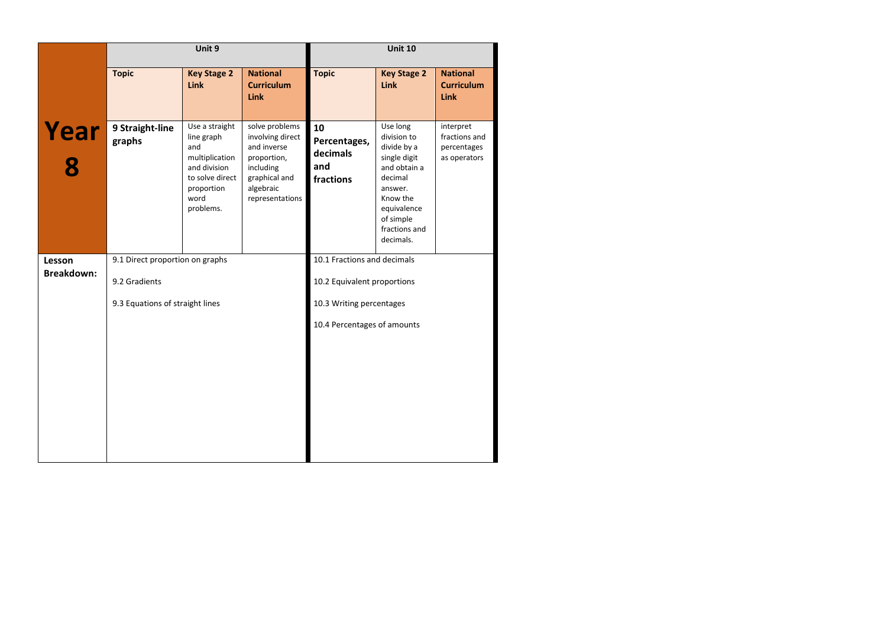| Year 8 | Unit 9 | | | Unit 10 | | |
|---|---|---|---|---|---|---|
| | **Topic** | **Key Stage 2 Link** | **National Curriculum Link** | **Topic** | **Key Stage 2 Link** | **National Curriculum Link** |
| | **9 Straight-line graphs** | Use a straight line graph and multiplication and division to solve direct proportion word problems. | solve problems involving direct and inverse proportion, including graphical and algebraic representations | **10 Percentages, decimals and fractions** | Use long division to divide by a single digit and obtain a decimal answer. Know the equivalence of simple fractions and decimals. | interpret fractions and percentages as operators |
| **Lesson Breakdown:** | 9.1 Direct proportion on graphs<br><br>9.2 Gradients<br><br>9.3 Equations of straight lines | | | 10.1 Fractions and decimals<br><br>10.2 Equivalent proportions<br><br>10.3 Writing percentages<br><br>10.4 Percentages of amounts | | |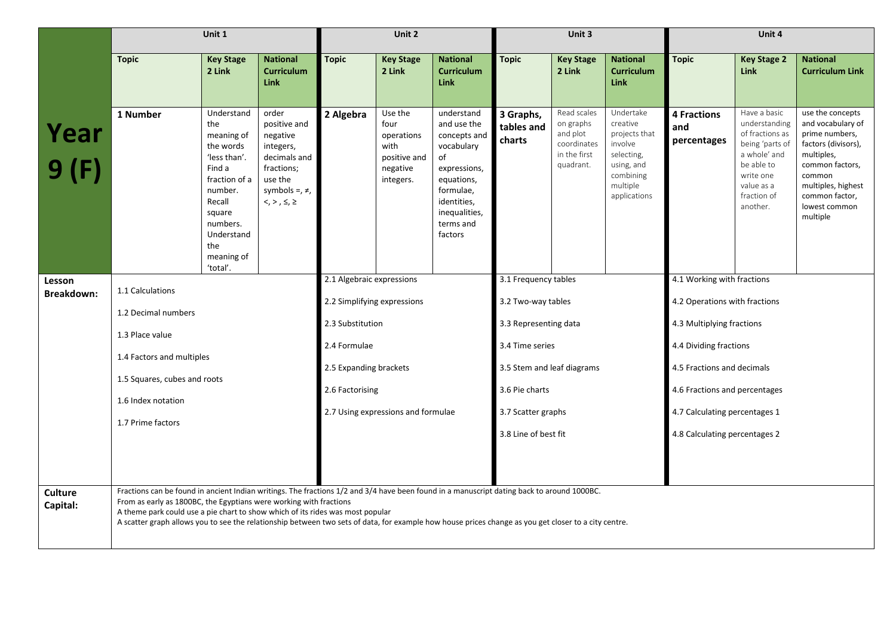| | Unit 1 | | | Unit 2 | | | Unit 3 | | | Unit 4 | | |
|---|---|---|---|---|---|---|---|---|---|---|---|---|
| **Year 9 (F)** | **Topic** | **Key Stage 2 Link** | **National Curriculum Link** | **Topic** | **Key Stage 2 Link** | **National Curriculum Link** | **Topic** | **Key Stage 2 Link** | **National Curriculum Link** | **Topic** | **Key Stage 2 Link** | **National Curriculum Link** |
| | **1 Number** | Understand the meaning of the words 'less than'. Find a fraction of a number. Recall square numbers. Understand the meaning of 'total'. | order positive and negative integers, decimals and fractions; use the symbols =, ≠, <, >, ≤, ≥ | **2 Algebra** | Use the four operations with positive and negative integers. | understand and use the concepts and vocabulary of expressions, equations, formulae, identities, inequalities, terms and factors | **3 Graphs, tables and charts** | Read scales on graphs and plot coordinates in the first quadrant. | Undertake creative projects that involve selecting, using, and combining multiple applications | **4 Fractions and percentages** | Have a basic understanding of fractions as being 'parts of a whole' and be able to write one value as a fraction of another. | use the concepts and vocabulary of prime numbers, factors (divisors), multiples, common factors, common multiples, highest common factor, lowest common multiple |
| **Lesson Breakdown:** | 1.1 Calculations<br>1.2 Decimal numbers<br>1.3 Place value<br>1.4 Factors and multiples<br>1.5 Squares, cubes and roots<br>1.6 Index notation<br>1.7 Prime factors | | | 2.1 Algebraic expressions<br>2.2 Simplifying expressions<br>2.3 Substitution<br>2.4 Formulae<br>2.5 Expanding brackets<br>2.6 Factorising<br>2.7 Using expressions and formulae | | | 3.1 Frequency tables<br>3.2 Two-way tables<br>3.3 Representing data<br>3.4 Time series<br>3.5 Stem and leaf diagrams<br>3.6 Pie charts<br>3.7 Scatter graphs<br>3.8 Line of best fit | | | 4.1 Working with fractions<br>4.2 Operations with fractions<br>4.3 Multiplying fractions<br>4.4 Dividing fractions<br>4.5 Fractions and decimals<br>4.6 Fractions and percentages<br>4.7 Calculating percentages 1<br>4.8 Calculating percentages 2 | | |
| **Culture Capital:** | Fractions can be found in ancient Indian writings. The fractions 1/2 and 3/4 have been found in a manuscript dating back to around 1000BC.<br>From as early as 1800BC, the Egyptians were working with fractions<br>A theme park could use a pie chart to show which of its rides was most popular<br>A scatter graph allows you to see the relationship between two sets of data, for example how house prices change as you get closer to a city centre. | | | | | | | | | | | |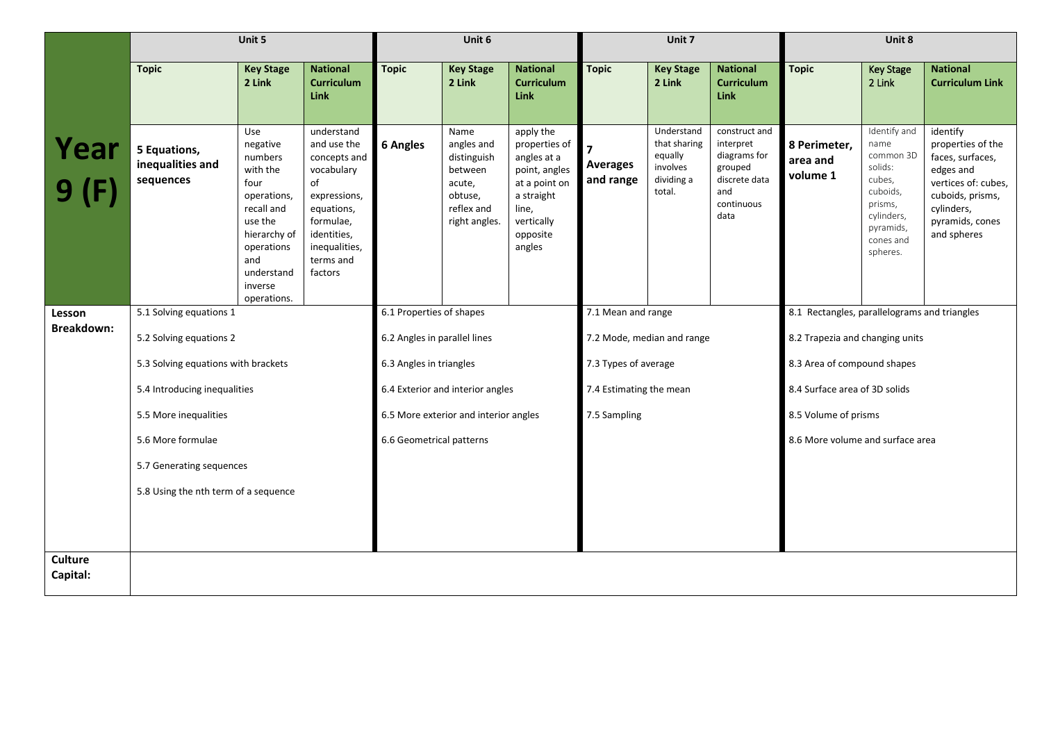| Year 9 (F) | Unit 5 | | | Unit 6 | | | Unit 7 | | | Unit 8 | | |
|---|---|---|---|---|---|---|---|---|---|---|---|---|
| | **Topic** | **Key Stage 2 Link** | **National Curriculum Link** | **Topic** | **Key Stage 2 Link** | **National Curriculum Link** | **Topic** | **Key Stage 2 Link** | **National Curriculum Link** | **Topic** | **Key Stage 2 Link** | **National Curriculum Link** |
| | **5 Equations, inequalities and sequences** | Use negative numbers with the four operations, recall and use the hierarchy of operations and understand inverse operations. | understand and use the concepts and vocabulary of expressions, equations, formulae, identities, inequalities, terms and factors | **6 Angles** | Name angles and distinguish between acute, obtuse, reflex and right angles. | apply the properties of angles at a point, angles at a point on a straight line, vertically opposite angles | **7 Averages and range** | Understand that sharing equally involves dividing a total. | construct and interpret diagrams for grouped discrete data and continuous data | **8 Perimeter, area and volume 1** | Identify and name common 3D solids: cubes, cuboids, prisms, cylinders, pyramids, cones and spheres. | identify properties of the faces, surfaces, edges and vertices of: cubes, cuboids, prisms, cylinders, pyramids, cones and spheres |
| **Lesson Breakdown:** | 5.1 Solving equations 1<br>5.2 Solving equations 2<br>5.3 Solving equations with brackets<br>5.4 Introducing inequalities<br>5.5 More inequalities<br>5.6 More formulae<br>5.7 Generating sequences<br>5.8 Using the nth term of a sequence | | | 6.1 Properties of shapes<br>6.2 Angles in parallel lines<br>6.3 Angles in triangles<br>6.4 Exterior and interior angles<br>6.5 More exterior and interior angles<br>6.6 Geometrical patterns | | | 7.1 Mean and range<br>7.2 Mode, median and range<br>7.3 Types of average<br>7.4 Estimating the mean<br>7.5 Sampling | | | 8.1 Rectangles, parallelograms and triangles<br>8.2 Trapezia and changing units<br>8.3 Area of compound shapes<br>8.4 Surface area of 3D solids<br>8.5 Volume of prisms<br>8.6 More volume and surface area | | |
| **Culture Capital:** | | | | | | | | | | | | |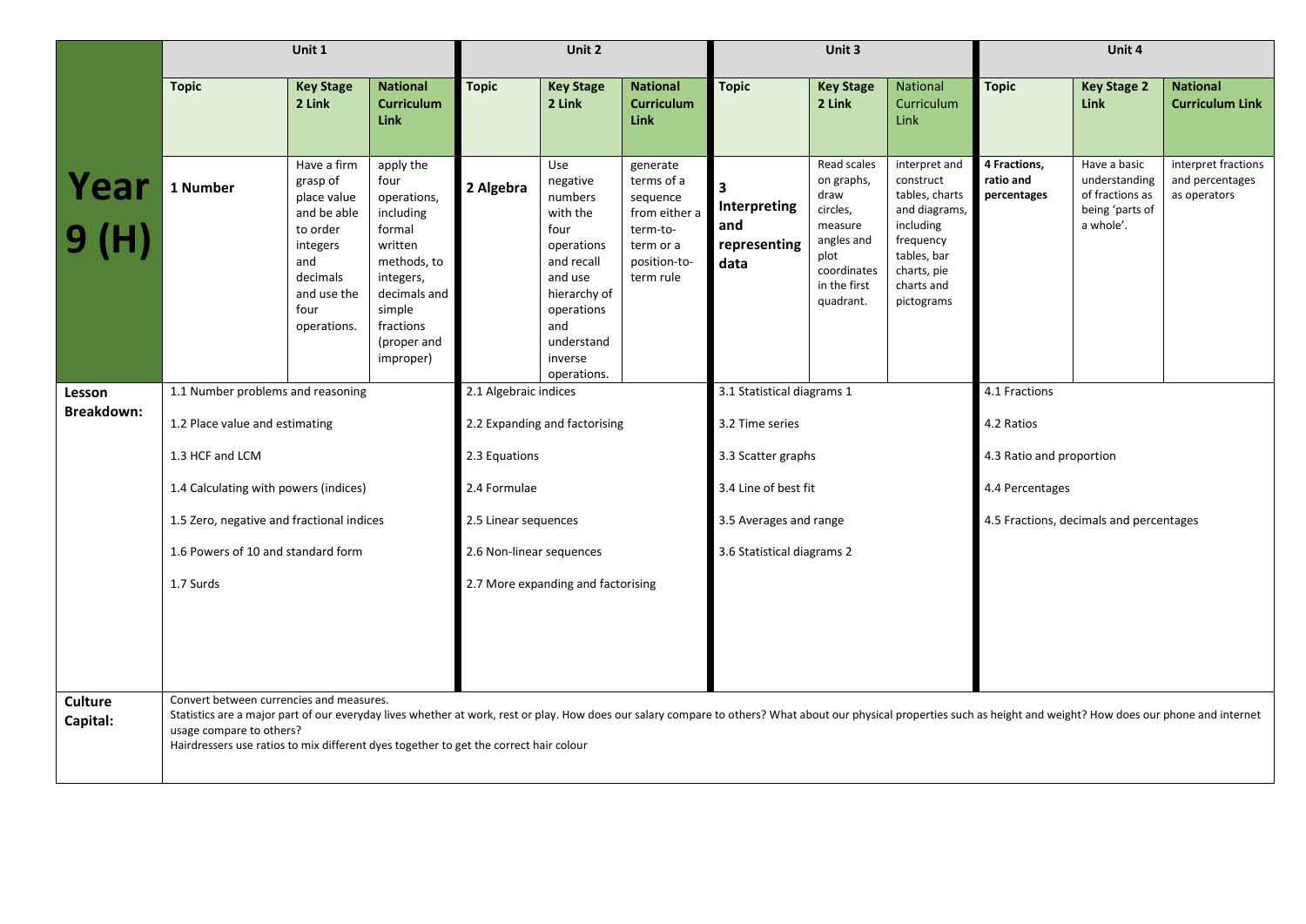| Year 9 (H) | Unit 1 | | | Unit 2 | | | Unit 3 | | | Unit 4 | | |
|---|---|---|---|---|---|---|---|---|---|---|---|---|
| | **Topic** | **Key Stage 2 Link** | **National Curriculum Link** | **Topic** | **Key Stage 2 Link** | **National Curriculum Link** | **Topic** | **Key Stage 2 Link** | National Curriculum Link | **Topic** | **Key Stage 2 Link** | **National Curriculum Link** |
| | **1 Number** | Have a firm grasp of place value and be able to order integers and decimals and use the four operations. | apply the four operations, including formal written methods, to integers, decimals and simple fractions (proper and improper) | **2 Algebra** | Use negative numbers with the four operations and recall and use hierarchy of operations and understand inverse operations. | generate terms of a sequence from either a term-to-term or a position-to-term rule | **3 Interpreting and representing data** | Read scales on graphs, draw circles, measure angles and plot coordinates in the first quadrant. | interpret and construct tables, charts and diagrams, including frequency tables, bar charts, pie charts and pictograms | **4 Fractions, ratio and percentages** | Have a basic understanding of fractions as being 'parts of a whole'. | interpret fractions and percentages as operators |
| **Lesson Breakdown:** | 1.1 Number problems and reasoning<br>1.2 Place value and estimating<br>1.3 HCF and LCM<br>1.4 Calculating with powers (indices)<br>1.5 Zero, negative and fractional indices<br>1.6 Powers of 10 and standard form<br>1.7 Surds | | | 2.1 Algebraic indices<br>2.2 Expanding and factorising<br>2.3 Equations<br>2.4 Formulae<br>2.5 Linear sequences<br>2.6 Non-linear sequences<br>2.7 More expanding and factorising | | | 3.1 Statistical diagrams 1<br>3.2 Time series<br>3.3 Scatter graphs<br>3.4 Line of best fit<br>3.5 Averages and range<br>3.6 Statistical diagrams 2 | | | 4.1 Fractions<br>4.2 Ratios<br>4.3 Ratio and proportion<br>4.4 Percentages<br>4.5 Fractions, decimals and percentages | | |
| **Culture Capital:** | Convert between currencies and measures.<br>Statistics are a major part of our everyday lives whether at work, rest or play. How does our salary compare to others? What about our physical properties such as height and weight? How does our phone and internet usage compare to others?<br>Hairdressers use ratios to mix different dyes together to get the correct hair colour | | | | | | | | | | | |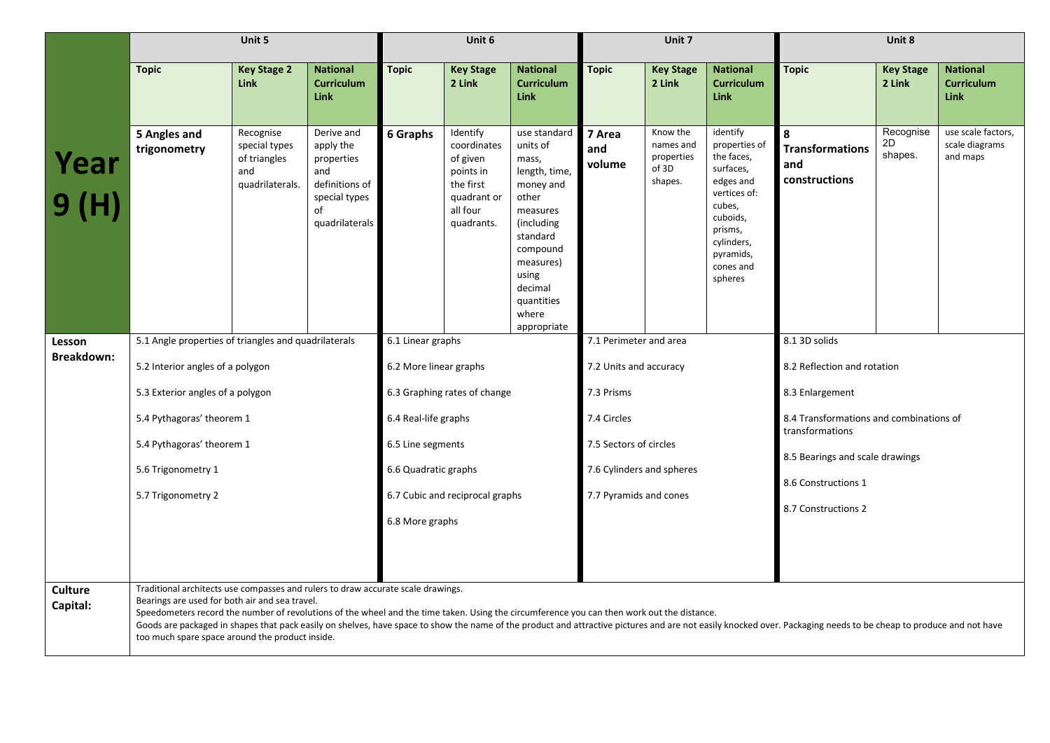| Year 9 (H) | Unit 5 | | | Unit 6 | | | Unit 7 | | | Unit 8 | | |
|---|---|---|---|---|---|---|---|---|---|---|---|---|
| | **Topic** | **Key Stage 2 Link** | **National Curriculum Link** | **Topic** | **Key Stage 2 Link** | **National Curriculum Link** | **Topic** | **Key Stage 2 Link** | **National Curriculum Link** | **Topic** | **Key Stage 2 Link** | **National Curriculum Link** |
| | **5 Angles and trigonometry** | Recognise special types of triangles and quadrilaterals. | Derive and apply the properties and definitions of special types of quadrilaterals | **6 Graphs** | Identify coordinates of given points in the first quadrant or all four quadrants. | use standard units of mass, length, time, money and other measures (including standard compound measures) using decimal quantities where appropriate | **7 Area and volume** | Know the names and properties of 3D shapes. | identify properties of the faces, surfaces, edges and vertices of: cubes, cuboids, prisms, cylinders, pyramids, cones and spheres | **8 Transformations and constructions** | Recognise 2D shapes. | use scale factors, scale diagrams and maps |
| **Lesson Breakdown:** | 5.1 Angle properties of triangles and quadrilaterals<br>5.2 Interior angles of a polygon<br>5.3 Exterior angles of a polygon<br>5.4 Pythagoras' theorem 1<br>5.4 Pythagoras' theorem 1<br>5.6 Trigonometry 1<br>5.7 Trigonometry 2 | | | 6.1 Linear graphs<br>6.2 More linear graphs<br>6.3 Graphing rates of change<br>6.4 Real-life graphs<br>6.5 Line segments<br>6.6 Quadratic graphs<br>6.7 Cubic and reciprocal graphs<br>6.8 More graphs | | | 7.1 Perimeter and area<br>7.2 Units and accuracy<br>7.3 Prisms<br>7.4 Circles<br>7.5 Sectors of circles<br>7.6 Cylinders and spheres<br>7.7 Pyramids and cones | | | 8.1 3D solids<br>8.2 Reflection and rotation<br>8.3 Enlargement<br>8.4 Transformations and combinations of transformations<br>8.5 Bearings and scale drawings<br>8.6 Constructions 1<br>8.7 Constructions 2 | | |
| **Culture Capital:** | Traditional architects use compasses and rulers to draw accurate scale drawings.<br>Bearings are used for both air and sea travel.<br>Speedometers record the number of revolutions of the wheel and the time taken. Using the circumference you can then work out the distance.<br>Goods are packaged in shapes that pack easily on shelves, have space to show the name of the product and attractive pictures and are not easily knocked over. Packaging needs to be cheap to produce and not have too much spare space around the product inside. | | | | | | | | | | | |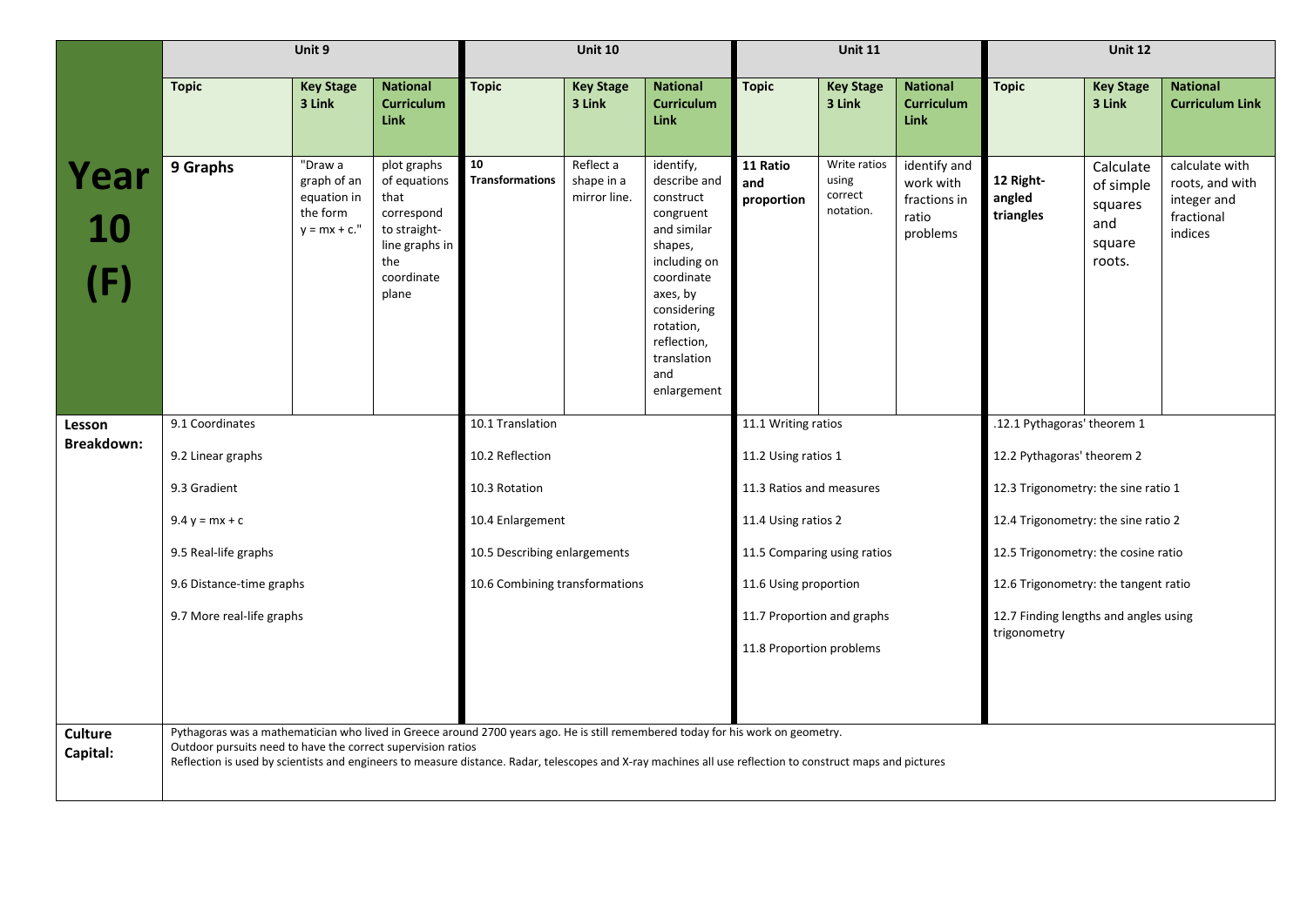| Year 10 (F) | Unit 9 | | | Unit 10 | | | Unit 11 | | | Unit 12 | | |
|---|---|---|---|---|---|---|---|---|---|---|---|---|
| | **Topic** | **Key Stage 3 Link** | **National Curriculum Link** | **Topic** | **Key Stage 3 Link** | **National Curriculum Link** | **Topic** | **Key Stage 3 Link** | **National Curriculum Link** | **Topic** | **Key Stage 3 Link** | **National Curriculum Link** |
| | **9 Graphs** | "Draw a graph of an equation in the form y = mx + c." | plot graphs of equations that correspond to straight-line graphs in the coordinate plane | **10 Transformations** | Reflect a shape in a mirror line. | identify, describe and construct congruent and similar shapes, including on coordinate axes, by considering rotation, reflection, translation and enlargement | **11 Ratio and proportion** | Write ratios using correct notation. | identify and work with fractions in ratio problems | **12 Right-angled triangles** | Calculate of simple squares and square roots. | calculate with roots, and with integer and fractional indices |
| **Lesson Breakdown:** | 9.1 Coordinates<br>9.2 Linear graphs<br>9.3 Gradient<br>9.4 y = mx + c<br>9.5 Real-life graphs<br>9.6 Distance-time graphs<br>9.7 More real-life graphs | | | 10.1 Translation<br>10.2 Reflection<br>10.3 Rotation<br>10.4 Enlargement<br>10.5 Describing enlargements<br>10.6 Combining transformations | | | 11.1 Writing ratios<br>11.2 Using ratios 1<br>11.3 Ratios and measures<br>11.4 Using ratios 2<br>11.5 Comparing using ratios<br>11.6 Using proportion<br>11.7 Proportion and graphs<br>11.8 Proportion problems | | | .12.1 Pythagoras' theorem 1<br>12.2 Pythagoras' theorem 2<br>12.3 Trigonometry: the sine ratio 1<br>12.4 Trigonometry: the sine ratio 2<br>12.5 Trigonometry: the cosine ratio<br>12.6 Trigonometry: the tangent ratio<br>12.7 Finding lengths and angles using trigonometry | | |
| **Culture Capital:** | Pythagoras was a mathematician who lived in Greece around 2700 years ago. He is still remembered today for his work on geometry.<br>Outdoor pursuits need to have the correct supervision ratios<br>Reflection is used by scientists and engineers to measure distance. Radar, telescopes and X-ray machines all use reflection to construct maps and pictures | | | | | | | | | | | |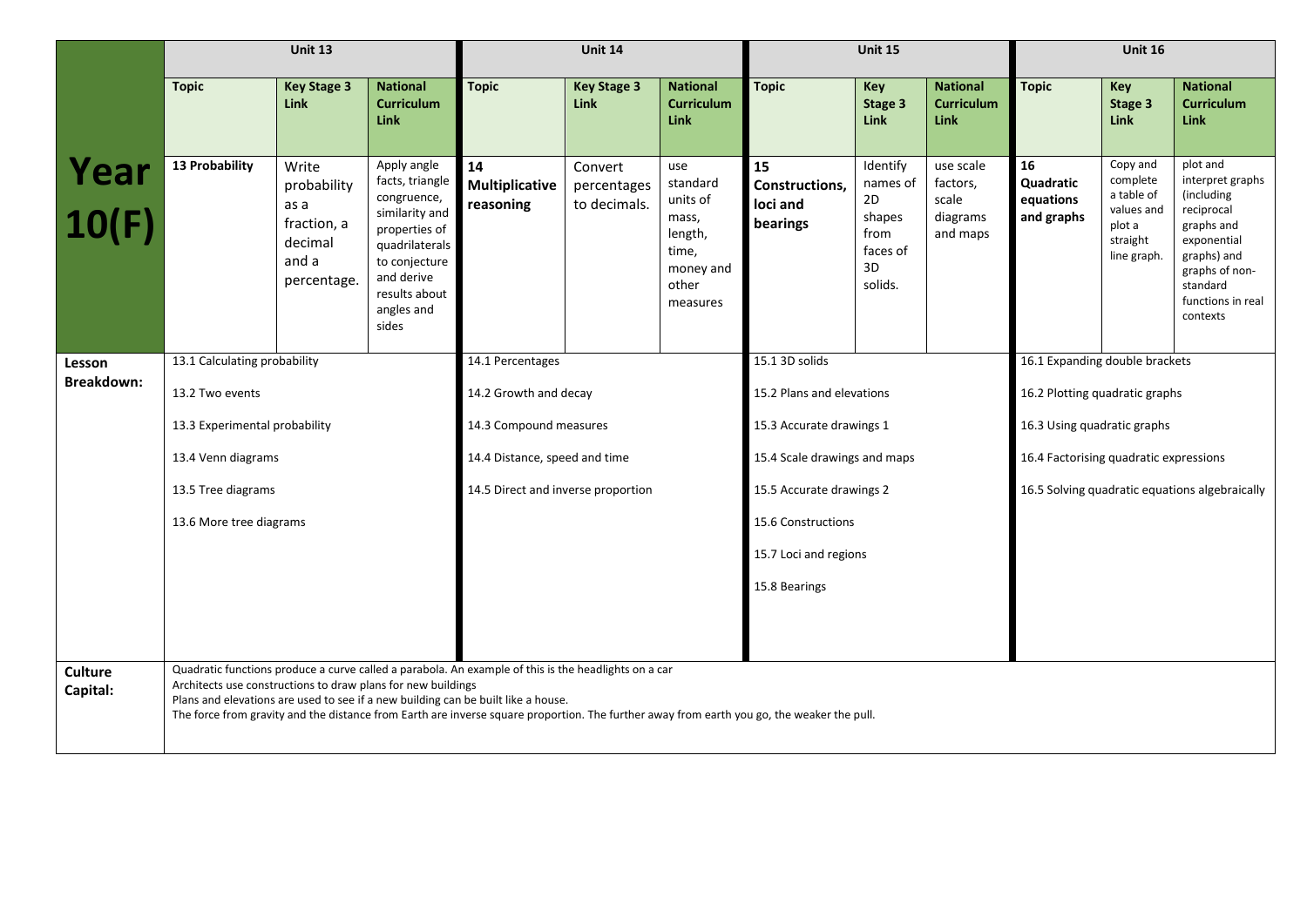| Year 10(F) | Unit 13 | | | Unit 14 | | | Unit 15 | | | Unit 16 | | |
|---|---|---|---|---|---|---|---|---|---|---|---|---|
| | **Topic** | **Key Stage 3 Link** | **National Curriculum Link** | **Topic** | **Key Stage 3 Link** | **National Curriculum Link** | **Topic** | **Key Stage 3 Link** | **National Curriculum Link** | **Topic** | **Key Stage 3 Link** | **National Curriculum Link** |
| | **13 Probability** | Write probability as a fraction, a decimal and a percentage. | Apply angle facts, triangle congruence, similarity and properties of quadrilaterals to conjecture and derive results about angles and sides | **14 Multiplicative reasoning** | Convert percentages to decimals. | use standard units of mass, length, time, money and other measures | **15 Constructions, loci and bearings** | Identify names of 2D shapes from faces of 3D solids. | use scale factors, scale diagrams and maps | **16 Quadratic equations and graphs** | Copy and complete a table of values and plot a straight line graph. | plot and interpret graphs (including reciprocal graphs and exponential graphs) and graphs of non-standard functions in real contexts |
| **Lesson Breakdown:** | 13.1 Calculating probability<br>13.2 Two events<br>13.3 Experimental probability<br>13.4 Venn diagrams<br>13.5 Tree diagrams<br>13.6 More tree diagrams | | | 14.1 Percentages<br>14.2 Growth and decay<br>14.3 Compound measures<br>14.4 Distance, speed and time<br>14.5 Direct and inverse proportion | | | 15.1 3D solids<br>15.2 Plans and elevations<br>15.3 Accurate drawings 1<br>15.4 Scale drawings and maps<br>15.5 Accurate drawings 2<br>15.6 Constructions<br>15.7 Loci and regions<br>15.8 Bearings | | | 16.1 Expanding double brackets<br>16.2 Plotting quadratic graphs<br>16.3 Using quadratic graphs<br>16.4 Factorising quadratic expressions<br>16.5 Solving quadratic equations algebraically | | |
| **Culture Capital:** | Quadratic functions produce a curve called a parabola. An example of this is the headlights on a car<br>Architects use constructions to draw plans for new buildings<br>Plans and elevations are used to see if a new building can be built like a house.<br>The force from gravity and the distance from Earth are inverse square proportion. The further away from earth you go, the weaker the pull. | | | | | | | | | | | |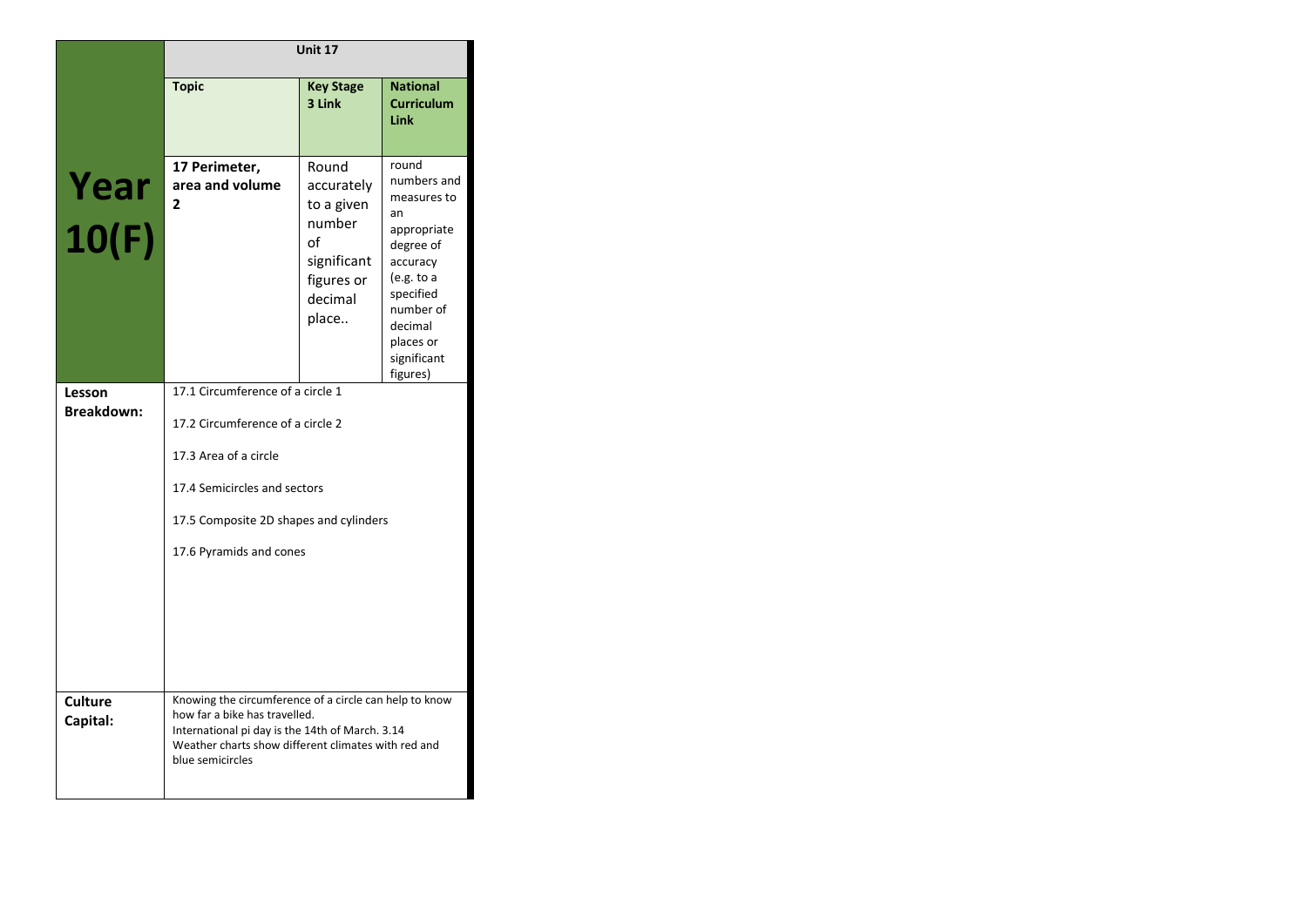| Year 10(F) | Unit 17 | | |
| --- | --- | --- | --- |
| | **Topic** | **Key Stage 3 Link** | **National Curriculum Link** |
| | **17 Perimeter, area and volume 2** | Round accurately to a given number of significant figures or decimal place.. | round numbers and measures to an appropriate degree of accuracy (e.g. to a specified number of decimal places or significant figures) |
| **Lesson Breakdown:** | 17.1 Circumference of a circle 1<br><br>17.2 Circumference of a circle 2<br><br>17.3 Area of a circle<br><br>17.4 Semicircles and sectors<br><br>17.5 Composite 2D shapes and cylinders<br><br>17.6 Pyramids and cones | | |
| **Culture Capital:** | Knowing the circumference of a circle can help to know how far a bike has travelled.<br>International pi day is the 14th of March. 3.14<br>Weather charts show different climates with red and blue semicircles | | |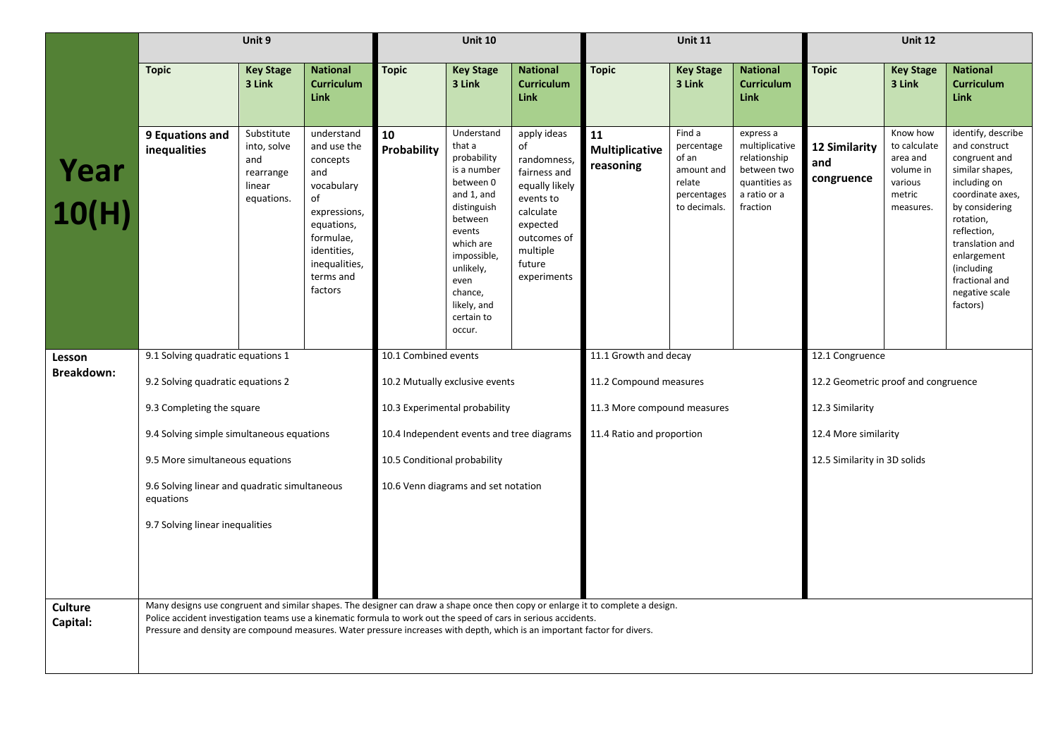| Year 10(H) | Unit 9 | | | Unit 10 | | | Unit 11 | | | Unit 12 | | |
|---|---|---|---|---|---|---|---|---|---|---|---|---|
| | **Topic** | **Key Stage 3 Link** | **National Curriculum Link** | **Topic** | **Key Stage 3 Link** | **National Curriculum Link** | **Topic** | **Key Stage 3 Link** | **National Curriculum Link** | **Topic** | **Key Stage 3 Link** | **National Curriculum Link** |
| | **9 Equations and inequalities** | Substitute into, solve and rearrange linear equations. | understand and use the concepts and vocabulary of expressions, equations, formulae, identities, inequalities, terms and factors | **10 Probability** | Understand that a probability is a number between 0 and 1, and distinguish between events which are impossible, unlikely, even chance, likely, and certain to occur. | apply ideas of randomness, fairness and equally likely events to calculate expected outcomes of multiple future experiments | **11 Multiplicative reasoning** | Find a percentage of an amount and relate percentages to decimals. | express a multiplicative relationship between two quantities as a ratio or a fraction | **12 Similarity and congruence** | Know how to calculate area and volume in various metric measures. | identify, describe and construct congruent and similar shapes, including on coordinate axes, by considering rotation, reflection, translation and enlargement (including fractional and negative scale factors) |
| **Lesson Breakdown:** | 9.1 Solving quadratic equations 1<br>9.2 Solving quadratic equations 2<br>9.3 Completing the square<br>9.4 Solving simple simultaneous equations<br>9.5 More simultaneous equations<br>9.6 Solving linear and quadratic simultaneous equations<br>9.7 Solving linear inequalities | | | 10.1 Combined events<br>10.2 Mutually exclusive events<br>10.3 Experimental probability<br>10.4 Independent events and tree diagrams<br>10.5 Conditional probability<br>10.6 Venn diagrams and set notation | | | 11.1 Growth and decay<br>11.2 Compound measures<br>11.3 More compound measures<br>11.4 Ratio and proportion | | | 12.1 Congruence<br>12.2 Geometric proof and congruence<br>12.3 Similarity<br>12.4 More similarity<br>12.5 Similarity in 3D solids | | |
| **Culture Capital:** | Many designs use congruent and similar shapes. The designer can draw a shape once then copy or enlarge it to complete a design.<br>Police accident investigation teams use a kinematic formula to work out the speed of cars in serious accidents.<br>Pressure and density are compound measures. Water pressure increases with depth, which is an important factor for divers. | | | | | | | | | | | |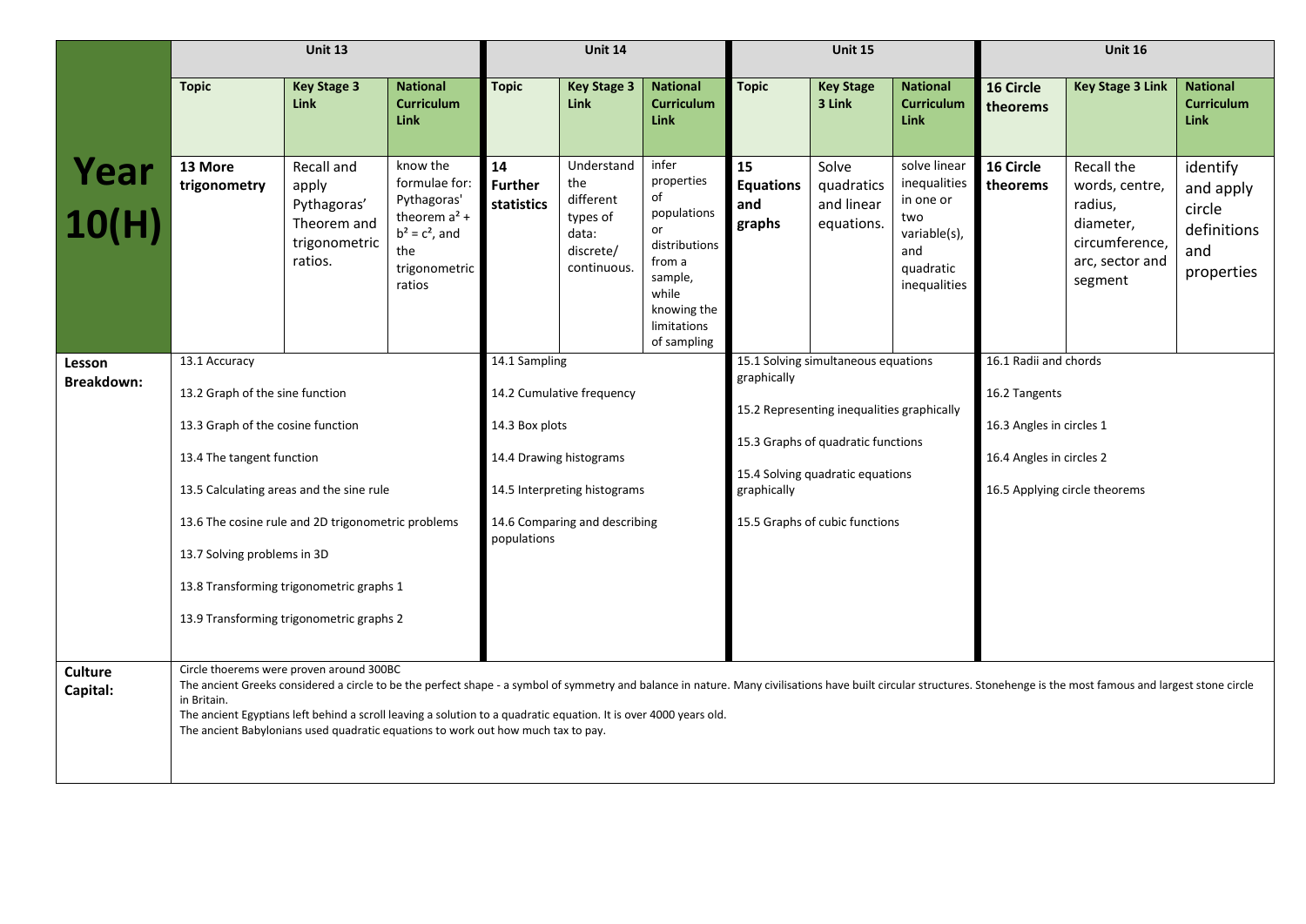| Year 10(H) | Unit 13 | | | Unit 14 | | | Unit 15 | | | Unit 16 | | |
|---|---|---|---|---|---|---|---|---|---|---|---|---|
| | **Topic** | **Key Stage 3 Link** | **National Curriculum Link** | **Topic** | **Key Stage 3 Link** | **National Curriculum Link** | **Topic** | **Key Stage 3 Link** | **National Curriculum Link** | **16 Circle theorems** | **Key Stage 3 Link** | **National Curriculum Link** |
| | **13 More trigonometry** | Recall and apply Pythagoras' Theorem and trigonometric ratios. | know the formulae for: Pythagoras' theorem $a^2 + b^2 = c^2$, and the trigonometric ratios | **14 Further statistics** | Understand the different types of data: discrete/ continuous. | infer properties of populations or distributions from a sample, while knowing the limitations of sampling | **15 Equations and graphs** | Solve quadratics and linear equations. | solve linear inequalities in one or two variable(s), and quadratic inequalities | **16 Circle theorems** | Recall the words, centre, radius, diameter, circumference, arc, sector and segment | identify and apply circle definitions and properties |
| **Lesson Breakdown:** | 13.1 Accuracy<br>13.2 Graph of the sine function<br>13.3 Graph of the cosine function<br>13.4 The tangent function<br>13.5 Calculating areas and the sine rule<br>13.6 The cosine rule and 2D trigonometric problems<br>13.7 Solving problems in 3D<br>13.8 Transforming trigonometric graphs 1<br>13.9 Transforming trigonometric graphs 2 | | | 14.1 Sampling<br>14.2 Cumulative frequency<br>14.3 Box plots<br>14.4 Drawing histograms<br>14.5 Interpreting histograms<br>14.6 Comparing and describing populations | | | 15.1 Solving simultaneous equations graphically<br>15.2 Representing inequalities graphically<br>15.3 Graphs of quadratic functions<br>15.4 Solving quadratic equations graphically<br>15.5 Graphs of cubic functions | | | 16.1 Radii and chords<br>16.2 Tangents<br>16.3 Angles in circles 1<br>16.4 Angles in circles 2<br>16.5 Applying circle theorems | | |
| **Culture Capital:** | Circle thoerems were proven around 300BC<br>The ancient Greeks considered a circle to be the perfect shape - a symbol of symmetry and balance in nature. Many civilisations have built circular structures. Stonehenge is the most famous and largest stone circle in Britain.<br>The ancient Egyptians left behind a scroll leaving a solution to a quadratic equation. It is over 4000 years old.<br>The ancient Babylonians used quadratic equations to work out how much tax to pay. | | | | | | | | | | | |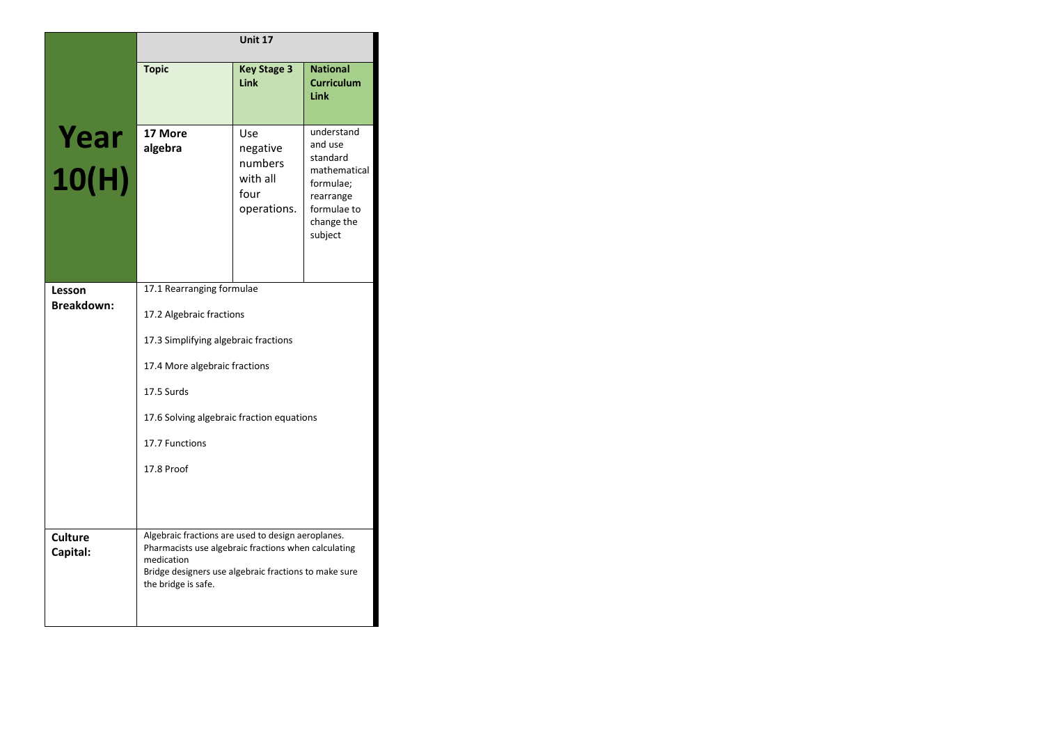| Year 10(H) | Unit 17 | | |
|---|---|---|---|
| | **Topic** | **Key Stage 3 Link** | **National Curriculum Link** |
| | **17 More algebra** | Use negative numbers with all four operations. | understand and use standard mathematical formulae; rearrange formulae to change the subject |
| **Lesson Breakdown:** | 17.1 Rearranging formulae<br><br>17.2 Algebraic fractions<br><br>17.3 Simplifying algebraic fractions<br><br>17.4 More algebraic fractions<br><br>17.5 Surds<br><br>17.6 Solving algebraic fraction equations<br><br>17.7 Functions<br><br>17.8 Proof | | |
| **Culture Capital:** | Algebraic fractions are used to design aeroplanes.<br>Pharmacists use algebraic fractions when calculating medication<br>Bridge designers use algebraic fractions to make sure the bridge is safe. | | |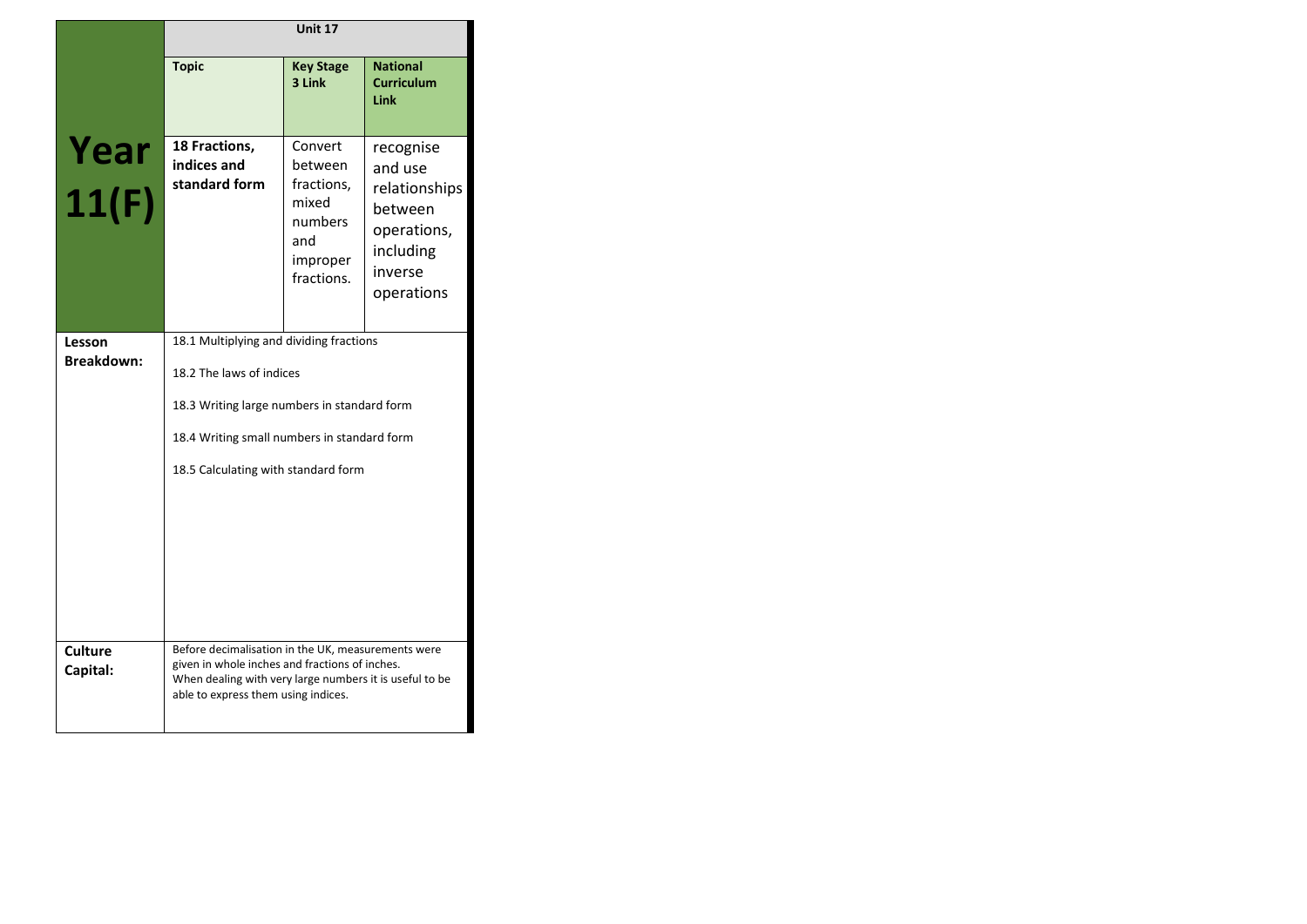| Year 11(F) | Unit 17 | | |
| --- | --- | --- | --- |
| | **Topic** | **Key Stage 3 Link** | **National Curriculum Link** |
| | **18 Fractions, indices and standard form** | Convert between fractions, mixed numbers and improper fractions. | recognise and use relationships between operations, including inverse operations |
| **Lesson Breakdown:** | 18.1 Multiplying and dividing fractions<br><br>18.2 The laws of indices<br><br>18.3 Writing large numbers in standard form<br><br>18.4 Writing small numbers in standard form<br><br>18.5 Calculating with standard form | | |
| **Culture Capital:** | Before decimalisation in the UK, measurements were given in whole inches and fractions of inches.<br>When dealing with very large numbers it is useful to be able to express them using indices. | | |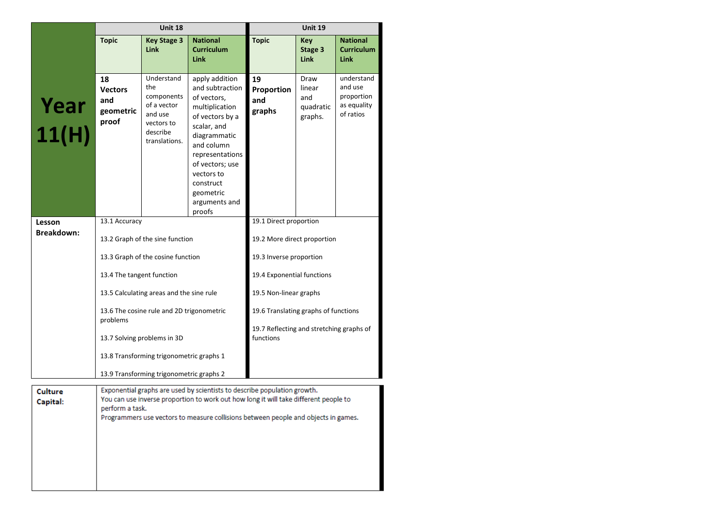| Year 11(H) | Unit 18 | | | Unit 19 | | |
|---|---|---|---|---|---|---|
| | **Topic** | **Key Stage 3 Link** | **National Curriculum Link** | **Topic** | **Key Stage 3 Link** | **National Curriculum Link** |
| | **18 Vectors and geometric proof** | Understand the components of a vector and use vectors to describe translations. | apply addition and subtraction of vectors, multiplication of vectors by a scalar, and diagrammatic and column representations of vectors; use vectors to construct geometric arguments and proofs | **19 Proportion and graphs** | Draw linear and quadratic graphs. | understand and use proportion as equality of ratios |
| **Lesson Breakdown:** | 13.1 Accuracy<br><br>13.2 Graph of the sine function<br><br>13.3 Graph of the cosine function<br><br>13.4 The tangent function<br><br>13.5 Calculating areas and the sine rule<br><br>13.6 The cosine rule and 2D trigonometric problems<br><br>13.7 Solving problems in 3D<br><br>13.8 Transforming trigonometric graphs 1<br><br>13.9 Transforming trigonometric graphs 2 | | | 19.1 Direct proportion<br><br>19.2 More direct proportion<br><br>19.3 Inverse proportion<br><br>19.4 Exponential functions<br><br>19.5 Non-linear graphs<br><br>19.6 Translating graphs of functions<br><br>19.7 Reflecting and stretching graphs of functions | | |

| | |
|---|---|
| **Culture Capital:** | Exponential graphs are used by scientists to describe population growth.<br>You can use inverse proportion to work out how long it will take different people to perform a task.<br>Programmers use vectors to measure collisions between people and objects in games. |